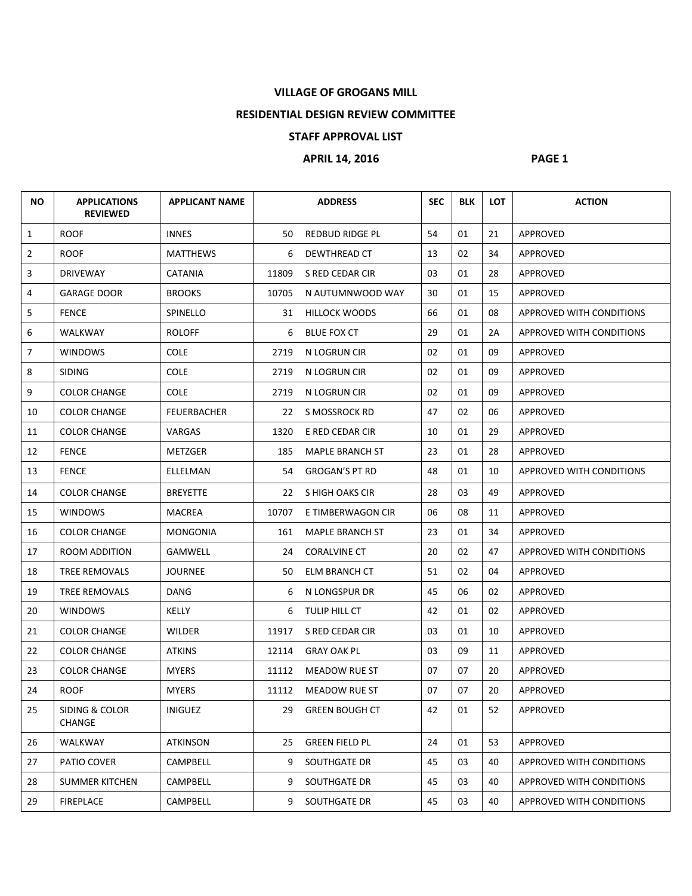**VILLAGE OF GROGANS MILL**

**RESIDENTIAL DESIGN REVIEW COMMITTEE**

**STAFF APPROVAL LIST**

**APRIL 14, 2016 PAGE 1**

| NO | APPLICATIONS REVIEWED | APPLICANT NAME | ADDRESS | | SEC | BLK | LOT | ACTION |
|---|---|---|---|---|---|---|---|---|
| 1 | ROOF | INNES | 50 | REDBUD RIDGE PL | 54 | 01 | 21 | APPROVED |
| 2 | ROOF | MATTHEWS | 6 | DEWTHREAD CT | 13 | 02 | 34 | APPROVED |
| 3 | DRIVEWAY | CATANIA | 11809 | S RED CEDAR CIR | 03 | 01 | 28 | APPROVED |
| 4 | GARAGE DOOR | BROOKS | 10705 | N AUTUMNWOOD WAY | 30 | 01 | 15 | APPROVED |
| 5 | FENCE | SPINELLO | 31 | HILLOCK WOODS | 66 | 01 | 08 | APPROVED WITH CONDITIONS |
| 6 | WALKWAY | ROLOFF | 6 | BLUE FOX CT | 29 | 01 | 2A | APPROVED WITH CONDITIONS |
| 7 | WINDOWS | COLE | 2719 | N LOGRUN CIR | 02 | 01 | 09 | APPROVED |
| 8 | SIDING | COLE | 2719 | N LOGRUN CIR | 02 | 01 | 09 | APPROVED |
| 9 | COLOR CHANGE | COLE | 2719 | N LOGRUN CIR | 02 | 01 | 09 | APPROVED |
| 10 | COLOR CHANGE | FEUERBACHER | 22 | S MOSSROCK RD | 47 | 02 | 06 | APPROVED |
| 11 | COLOR CHANGE | VARGAS | 1320 | E RED CEDAR CIR | 10 | 01 | 29 | APPROVED |
| 12 | FENCE | METZGER | 185 | MAPLE BRANCH ST | 23 | 01 | 28 | APPROVED |
| 13 | FENCE | ELLELMAN | 54 | GROGAN'S PT RD | 48 | 01 | 10 | APPROVED WITH CONDITIONS |
| 14 | COLOR CHANGE | BREYETTE | 22 | S HIGH OAKS CIR | 28 | 03 | 49 | APPROVED |
| 15 | WINDOWS | MACREA | 10707 | E TIMBERWAGON CIR | 06 | 08 | 11 | APPROVED |
| 16 | COLOR CHANGE | MONGONIA | 161 | MAPLE BRANCH ST | 23 | 01 | 34 | APPROVED |
| 17 | ROOM ADDITION | GAMWELL | 24 | CORALVINE CT | 20 | 02 | 47 | APPROVED WITH CONDITIONS |
| 18 | TREE REMOVALS | JOURNEE | 50 | ELM BRANCH CT | 51 | 02 | 04 | APPROVED |
| 19 | TREE REMOVALS | DANG | 6 | N LONGSPUR DR | 45 | 06 | 02 | APPROVED |
| 20 | WINDOWS | KELLY | 6 | TULIP HILL CT | 42 | 01 | 02 | APPROVED |
| 21 | COLOR CHANGE | WILDER | 11917 | S RED CEDAR CIR | 03 | 01 | 10 | APPROVED |
| 22 | COLOR CHANGE | ATKINS | 12114 | GRAY OAK PL | 03 | 09 | 11 | APPROVED |
| 23 | COLOR CHANGE | MYERS | 11112 | MEADOW RUE ST | 07 | 07 | 20 | APPROVED |
| 24 | ROOF | MYERS | 11112 | MEADOW RUE ST | 07 | 07 | 20 | APPROVED |
| 25 | SIDING & COLOR CHANGE | INIGUEZ | 29 | GREEN BOUGH CT | 42 | 01 | 52 | APPROVED |
| 26 | WALKWAY | ATKINSON | 25 | GREEN FIELD PL | 24 | 01 | 53 | APPROVED |
| 27 | PATIO COVER | CAMPBELL | 9 | SOUTHGATE DR | 45 | 03 | 40 | APPROVED WITH CONDITIONS |
| 28 | SUMMER KITCHEN | CAMPBELL | 9 | SOUTHGATE DR | 45 | 03 | 40 | APPROVED WITH CONDITIONS |
| 29 | FIREPLACE | CAMPBELL | 9 | SOUTHGATE DR | 45 | 03 | 40 | APPROVED WITH CONDITIONS |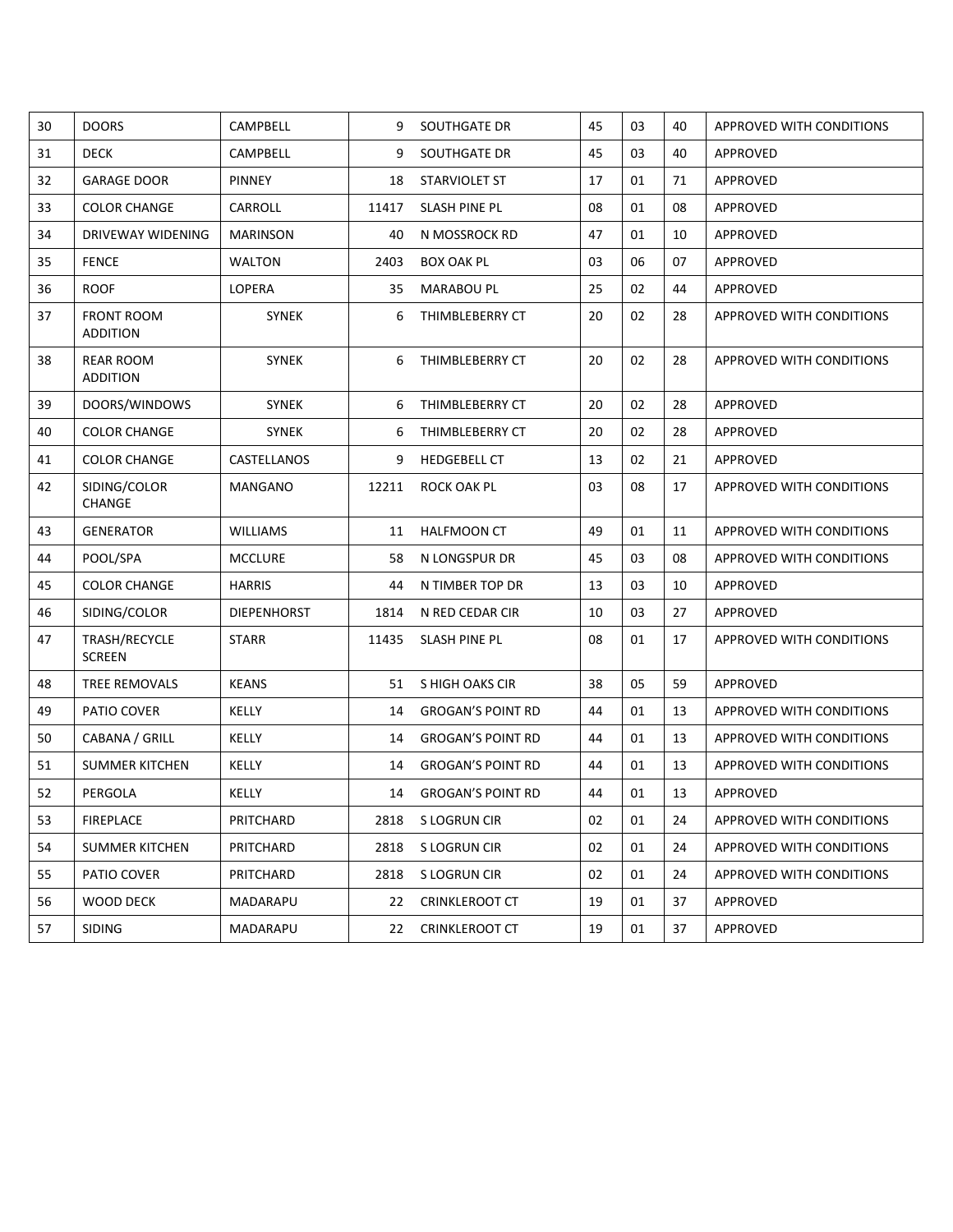| | | | | | | | | |
|---|---|---|---|---|---|---|---|---|
| 30 | DOORS | CAMPBELL | 9 | SOUTHGATE DR | 45 | 03 | 40 | APPROVED WITH CONDITIONS |
| 31 | DECK | CAMPBELL | 9 | SOUTHGATE DR | 45 | 03 | 40 | APPROVED |
| 32 | GARAGE DOOR | PINNEY | 18 | STARVIOLET ST | 17 | 01 | 71 | APPROVED |
| 33 | COLOR CHANGE | CARROLL | 11417 | SLASH PINE PL | 08 | 01 | 08 | APPROVED |
| 34 | DRIVEWAY WIDENING | MARINSON | 40 | N MOSSROCK RD | 47 | 01 | 10 | APPROVED |
| 35 | FENCE | WALTON | 2403 | BOX OAK PL | 03 | 06 | 07 | APPROVED |
| 36 | ROOF | LOPERA | 35 | MARABOU PL | 25 | 02 | 44 | APPROVED |
| 37 | FRONT ROOM ADDITION | SYNEK | 6 | THIMBLEBERRY CT | 20 | 02 | 28 | APPROVED WITH CONDITIONS |
| 38 | REAR ROOM ADDITION | SYNEK | 6 | THIMBLEBERRY CT | 20 | 02 | 28 | APPROVED WITH CONDITIONS |
| 39 | DOORS/WINDOWS | SYNEK | 6 | THIMBLEBERRY CT | 20 | 02 | 28 | APPROVED |
| 40 | COLOR CHANGE | SYNEK | 6 | THIMBLEBERRY CT | 20 | 02 | 28 | APPROVED |
| 41 | COLOR CHANGE | CASTELLANOS | 9 | HEDGEBELL CT | 13 | 02 | 21 | APPROVED |
| 42 | SIDING/COLOR CHANGE | MANGANO | 12211 | ROCK OAK PL | 03 | 08 | 17 | APPROVED WITH CONDITIONS |
| 43 | GENERATOR | WILLIAMS | 11 | HALFMOON CT | 49 | 01 | 11 | APPROVED WITH CONDITIONS |
| 44 | POOL/SPA | MCCLURE | 58 | N LONGSPUR DR | 45 | 03 | 08 | APPROVED WITH CONDITIONS |
| 45 | COLOR CHANGE | HARRIS | 44 | N TIMBER TOP DR | 13 | 03 | 10 | APPROVED |
| 46 | SIDING/COLOR | DIEPENHORST | 1814 | N RED CEDAR CIR | 10 | 03 | 27 | APPROVED |
| 47 | TRASH/RECYCLE SCREEN | STARR | 11435 | SLASH PINE PL | 08 | 01 | 17 | APPROVED WITH CONDITIONS |
| 48 | TREE REMOVALS | KEANS | 51 | S HIGH OAKS CIR | 38 | 05 | 59 | APPROVED |
| 49 | PATIO COVER | KELLY | 14 | GROGAN'S POINT RD | 44 | 01 | 13 | APPROVED WITH CONDITIONS |
| 50 | CABANA / GRILL | KELLY | 14 | GROGAN'S POINT RD | 44 | 01 | 13 | APPROVED WITH CONDITIONS |
| 51 | SUMMER KITCHEN | KELLY | 14 | GROGAN'S POINT RD | 44 | 01 | 13 | APPROVED WITH CONDITIONS |
| 52 | PERGOLA | KELLY | 14 | GROGAN'S POINT RD | 44 | 01 | 13 | APPROVED |
| 53 | FIREPLACE | PRITCHARD | 2818 | S LOGRUN CIR | 02 | 01 | 24 | APPROVED WITH CONDITIONS |
| 54 | SUMMER KITCHEN | PRITCHARD | 2818 | S LOGRUN CIR | 02 | 01 | 24 | APPROVED WITH CONDITIONS |
| 55 | PATIO COVER | PRITCHARD | 2818 | S LOGRUN CIR | 02 | 01 | 24 | APPROVED WITH CONDITIONS |
| 56 | WOOD DECK | MADARAPU | 22 | CRINKLEROOT CT | 19 | 01 | 37 | APPROVED |
| 57 | SIDING | MADARAPU | 22 | CRINKLEROOT CT | 19 | 01 | 37 | APPROVED |